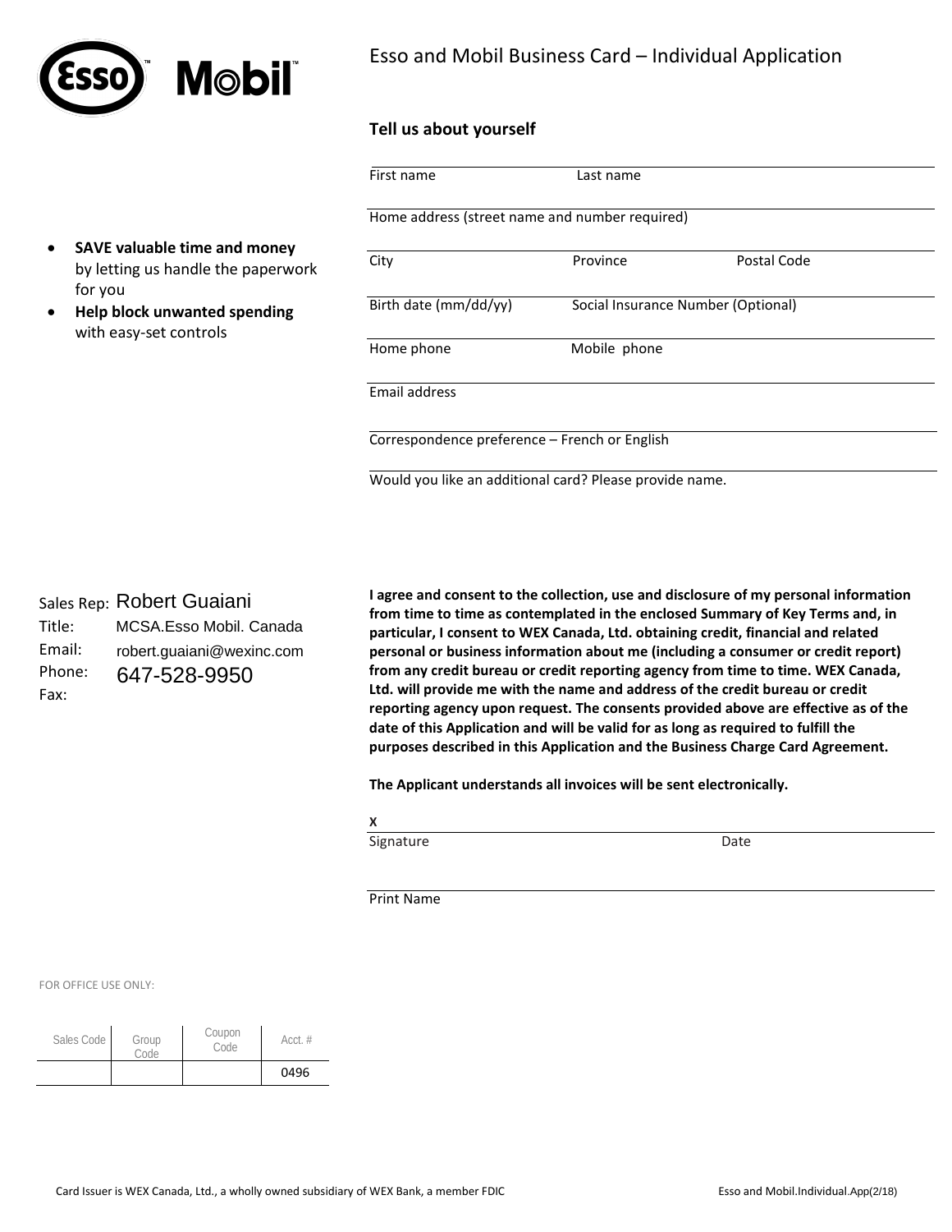Esso Mobil

# Esso and Mobil Business Card – Individual Application

- **SAVE valuable time and money** by letting us handle the paperwork for you
- **Help block unwanted spending** with easy-set controls

## Tell us about yourself

First name | Last name

Home address (street name and number required)

City | Province | Postal Code

Birth date (mm/dd/yy) | Social Insurance Number (Optional)

Home phone | Mobile phone

Email address

Correspondence preference – French or English

Would you like an additional card? Please provide name.

Sales Rep: Robert Guaiani
Title: MCSA.Esso Mobil. Canada
Email: robert.guaiani@wexinc.com
Phone: 647-528-9950
Fax:

**I agree and consent to the collection, use and disclosure of my personal information from time to time as contemplated in the enclosed Summary of Key Terms and, in particular, I consent to WEX Canada, Ltd. obtaining credit, financial and related personal or business information about me (including a consumer or credit report) from any credit bureau or credit reporting agency from time to time. WEX Canada, Ltd. will provide me with the name and address of the credit bureau or credit reporting agency upon request. The consents provided above are effective as of the date of this Application and will be valid for as long as required to fulfill the purposes described in this Application and the Business Charge Card Agreement.**

**The Applicant understands all invoices will be sent electronically.**

X
Signature | Date

Print Name

FOR OFFICE USE ONLY:

| Sales Code | Group Code | Coupon Code | Acct. # |
|---|---|---|---|
| | | | 0496 |

Card Issuer is WEX Canada, Ltd., a wholly owned subsidiary of WEX Bank, a member FDIC

Esso and Mobil.Individual.App(2/18)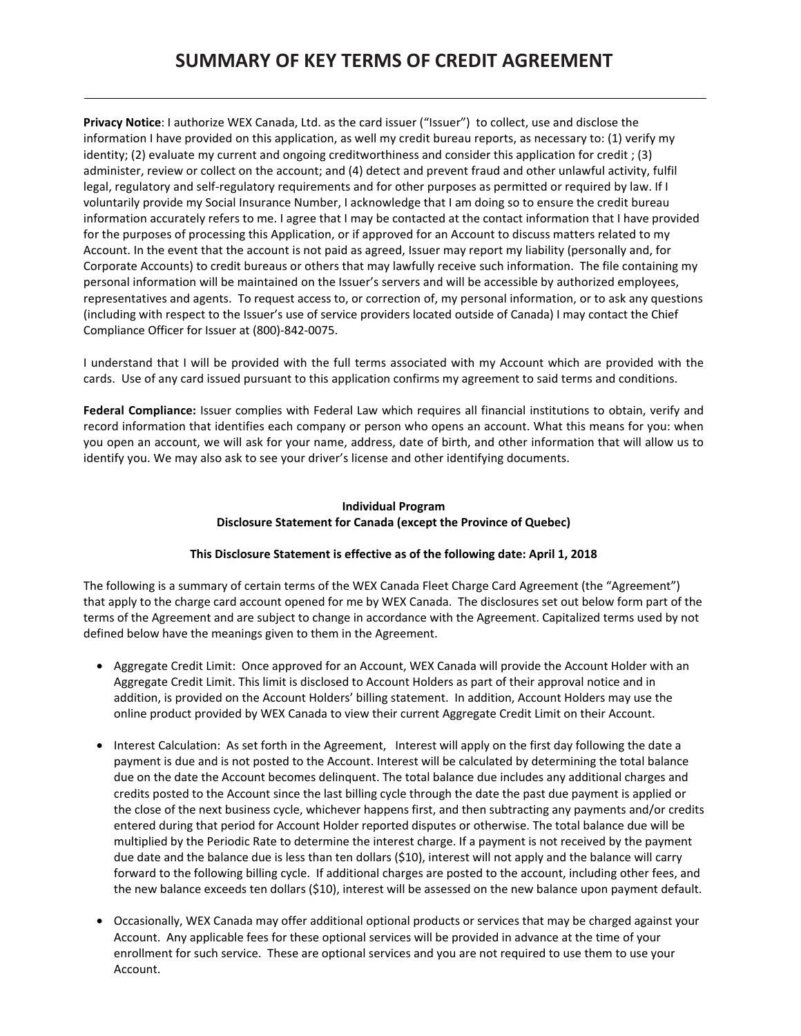# SUMMARY OF KEY TERMS OF CREDIT AGREEMENT

**Privacy Notice**: I authorize WEX Canada, Ltd. as the card issuer ("Issuer") to collect, use and disclose the information I have provided on this application, as well my credit bureau reports, as necessary to: (1) verify my identity; (2) evaluate my current and ongoing creditworthiness and consider this application for credit ; (3) administer, review or collect on the account; and (4) detect and prevent fraud and other unlawful activity, fulfil legal, regulatory and self-regulatory requirements and for other purposes as permitted or required by law. If I voluntarily provide my Social Insurance Number, I acknowledge that I am doing so to ensure the credit bureau information accurately refers to me. I agree that I may be contacted at the contact information that I have provided for the purposes of processing this Application, or if approved for an Account to discuss matters related to my Account. In the event that the account is not paid as agreed, Issuer may report my liability (personally and, for Corporate Accounts) to credit bureaus or others that may lawfully receive such information. The file containing my personal information will be maintained on the Issuer's servers and will be accessible by authorized employees, representatives and agents. To request access to, or correction of, my personal information, or to ask any questions (including with respect to the Issuer's use of service providers located outside of Canada) I may contact the Chief Compliance Officer for Issuer at (800)-842-0075.

I understand that I will be provided with the full terms associated with my Account which are provided with the cards. Use of any card issued pursuant to this application confirms my agreement to said terms and conditions.

**Federal Compliance:** Issuer complies with Federal Law which requires all financial institutions to obtain, verify and record information that identifies each company or person who opens an account. What this means for you: when you open an account, we will ask for your name, address, date of birth, and other information that will allow us to identify you. We may also ask to see your driver's license and other identifying documents.

**Individual Program**
**Disclosure Statement for Canada (except the Province of Quebec)**

**This Disclosure Statement is effective as of the following date: April 1, 2018**

The following is a summary of certain terms of the WEX Canada Fleet Charge Card Agreement (the "Agreement") that apply to the charge card account opened for me by WEX Canada. The disclosures set out below form part of the terms of the Agreement and are subject to change in accordance with the Agreement. Capitalized terms used by not defined below have the meanings given to them in the Agreement.

- Aggregate Credit Limit: Once approved for an Account, WEX Canada will provide the Account Holder with an Aggregate Credit Limit. This limit is disclosed to Account Holders as part of their approval notice and in addition, is provided on the Account Holders' billing statement. In addition, Account Holders may use the online product provided by WEX Canada to view their current Aggregate Credit Limit on their Account.
- Interest Calculation: As set forth in the Agreement, Interest will apply on the first day following the date a payment is due and is not posted to the Account. Interest will be calculated by determining the total balance due on the date the Account becomes delinquent. The total balance due includes any additional charges and credits posted to the Account since the last billing cycle through the date the past due payment is applied or the close of the next business cycle, whichever happens first, and then subtracting any payments and/or credits entered during that period for Account Holder reported disputes or otherwise. The total balance due will be multiplied by the Periodic Rate to determine the interest charge. If a payment is not received by the payment due date and the balance due is less than ten dollars ($10), interest will not apply and the balance will carry forward to the following billing cycle. If additional charges are posted to the account, including other fees, and the new balance exceeds ten dollars ($10), interest will be assessed on the new balance upon payment default.
- Occasionally, WEX Canada may offer additional optional products or services that may be charged against your Account. Any applicable fees for these optional services will be provided in advance at the time of your enrollment for such service. These are optional services and you are not required to use them to use your Account.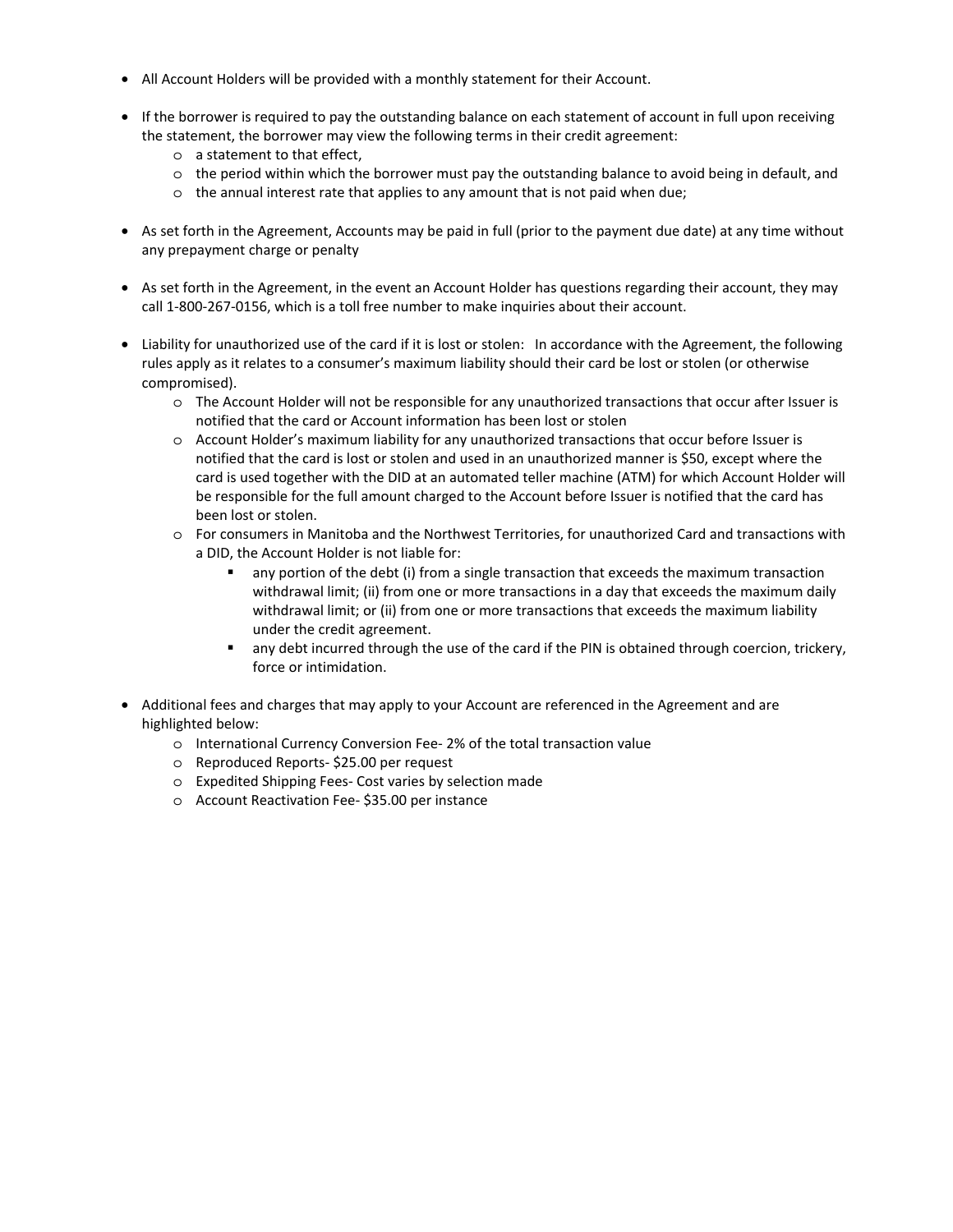- All Account Holders will be provided with a monthly statement for their Account.

- If the borrower is required to pay the outstanding balance on each statement of account in full upon receiving the statement, the borrower may view the following terms in their credit agreement:
  - a statement to that effect,
  - the period within which the borrower must pay the outstanding balance to avoid being in default, and
  - the annual interest rate that applies to any amount that is not paid when due;

- As set forth in the Agreement, Accounts may be paid in full (prior to the payment due date) at any time without any prepayment charge or penalty

- As set forth in the Agreement, in the event an Account Holder has questions regarding their account, they may call 1-800-267-0156, which is a toll free number to make inquiries about their account.

- Liability for unauthorized use of the card if it is lost or stolen: In accordance with the Agreement, the following rules apply as it relates to a consumer's maximum liability should their card be lost or stolen (or otherwise compromised).
  - The Account Holder will not be responsible for any unauthorized transactions that occur after Issuer is notified that the card or Account information has been lost or stolen
  - Account Holder's maximum liability for any unauthorized transactions that occur before Issuer is notified that the card is lost or stolen and used in an unauthorized manner is $50, except where the card is used together with the DID at an automated teller machine (ATM) for which Account Holder will be responsible for the full amount charged to the Account before Issuer is notified that the card has been lost or stolen.
  - For consumers in Manitoba and the Northwest Territories, for unauthorized Card and transactions with a DID, the Account Holder is not liable for:
    - any portion of the debt (i) from a single transaction that exceeds the maximum transaction withdrawal limit; (ii) from one or more transactions in a day that exceeds the maximum daily withdrawal limit; or (ii) from one or more transactions that exceeds the maximum liability under the credit agreement.
    - any debt incurred through the use of the card if the PIN is obtained through coercion, trickery, force or intimidation.

- Additional fees and charges that may apply to your Account are referenced in the Agreement and are highlighted below:
  - International Currency Conversion Fee- 2% of the total transaction value
  - Reproduced Reports- $25.00 per request
  - Expedited Shipping Fees- Cost varies by selection made
  - Account Reactivation Fee- $35.00 per instance